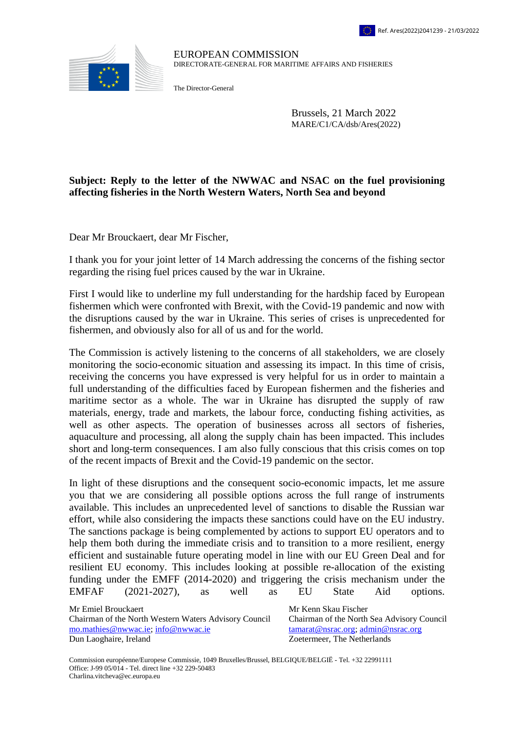Ref. Ares(2022)2041239 - 21/03/2022

EUROPEAN COMMISSION
DIRECTORATE-GENERAL FOR MARITIME AFFAIRS AND FISHERIES

The Director-General

Brussels, 21 March 2022
MARE/C1/CA/dsb/Ares(2022)

**Subject: Reply to the letter of the NWWAC and NSAC on the fuel provisioning affecting fisheries in the North Western Waters, North Sea and beyond**

Dear Mr Brouckaert, dear Mr Fischer,

I thank you for your joint letter of 14 March addressing the concerns of the fishing sector regarding the rising fuel prices caused by the war in Ukraine.

First I would like to underline my full understanding for the hardship faced by European fishermen which were confronted with Brexit, with the Covid-19 pandemic and now with the disruptions caused by the war in Ukraine. This series of crises is unprecedented for fishermen, and obviously also for all of us and for the world.

The Commission is actively listening to the concerns of all stakeholders, we are closely monitoring the socio-economic situation and assessing its impact. In this time of crisis, receiving the concerns you have expressed is very helpful for us in order to maintain a full understanding of the difficulties faced by European fishermen and the fisheries and maritime sector as a whole. The war in Ukraine has disrupted the supply of raw materials, energy, trade and markets, the labour force, conducting fishing activities, as well as other aspects. The operation of businesses across all sectors of fisheries, aquaculture and processing, all along the supply chain has been impacted. This includes short and long-term consequences. I am also fully conscious that this crisis comes on top of the recent impacts of Brexit and the Covid-19 pandemic on the sector.

In light of these disruptions and the consequent socio-economic impacts, let me assure you that we are considering all possible options across the full range of instruments available. This includes an unprecedented level of sanctions to disable the Russian war effort, while also considering the impacts these sanctions could have on the EU industry. The sanctions package is being complemented by actions to support EU operators and to help them both during the immediate crisis and to transition to a more resilient, energy efficient and sustainable future operating model in line with our EU Green Deal and for resilient EU economy. This includes looking at possible re-allocation of the existing funding under the EMFF (2014-2020) and triggering the crisis mechanism under the EMFAF (2021-2027), as well as EU State Aid options.

Mr Emiel Brouckaert
Chairman of the North Western Waters Advisory Council
mo.mathies@nwwac.ie; info@nwwac.ie
Dun Laoghaire, Ireland

Mr Kenn Skau Fischer
Chairman of the North Sea Advisory Council
tamarat@nsrac.org; admin@nsrac.org
Zoetermeer, The Netherlands

Commission européenne/Europese Commissie, 1049 Bruxelles/Brussel, BELGIQUE/BELGIË - Tel. +32 22991111
Office: J-99 05/014 - Tel. direct line +32 229-50483
Charlina.vitcheva@ec.europa.eu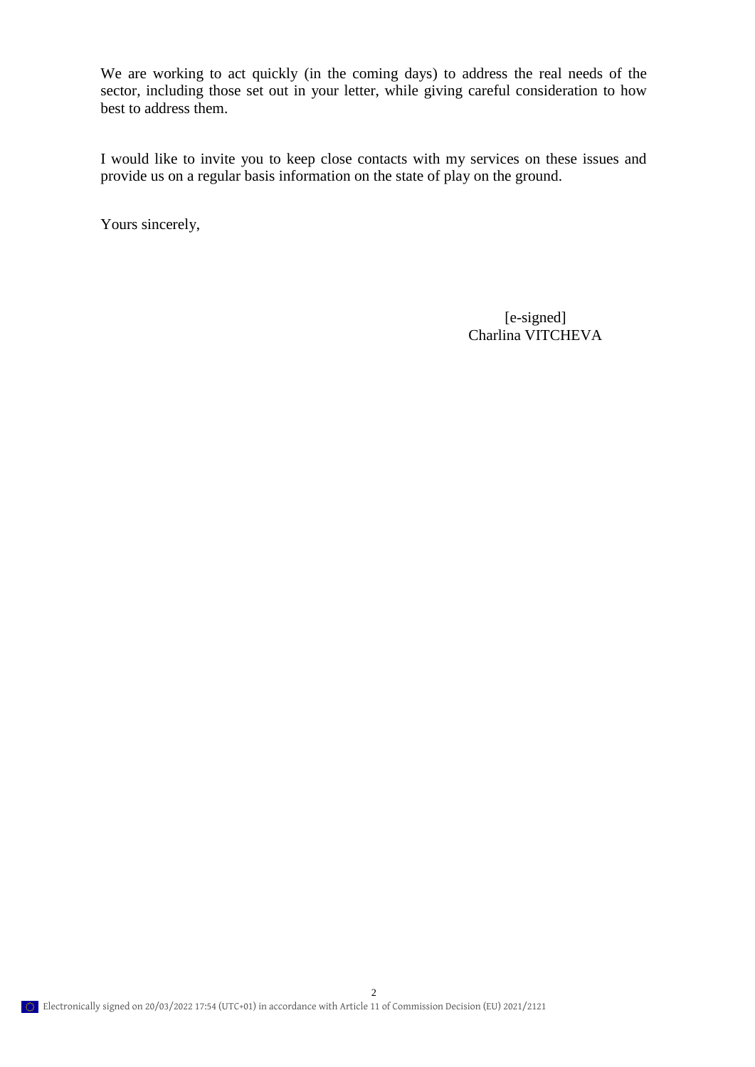We are working to act quickly (in the coming days) to address the real needs of the sector, including those set out in your letter, while giving careful consideration to how best to address them.

I would like to invite you to keep close contacts with my services on these issues and provide us on a regular basis information on the state of play on the ground.

Yours sincerely,

[e-signed]
Charlina VITCHEVA

Electronically signed on 20/03/2022 17:54 (UTC+01) in accordance with Article 11 of Commission Decision (EU) 2021/2121